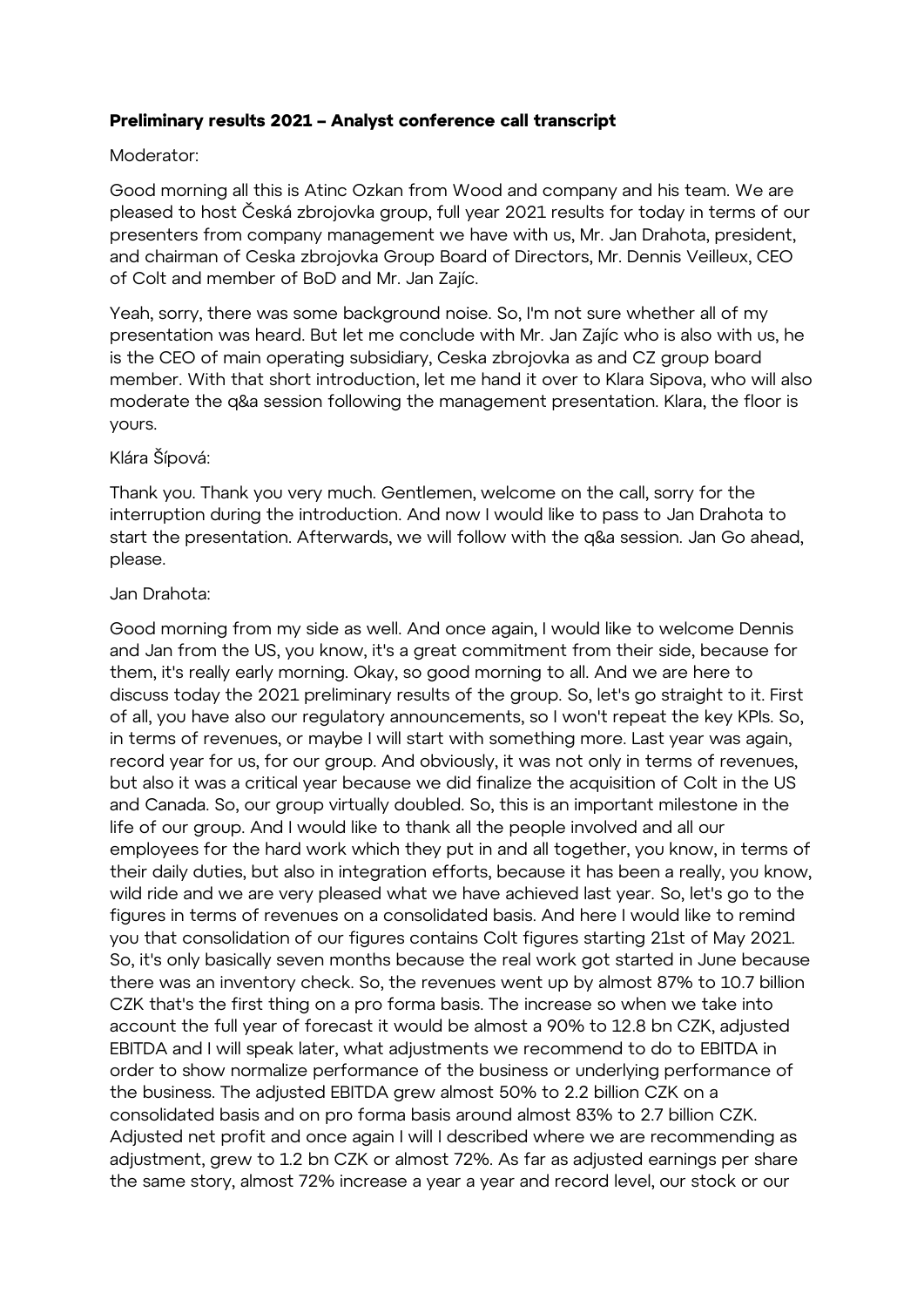**Preliminary results 2021 – Analyst conference call transcript**

Moderator:

Good morning all this is Atinc Ozkan from Wood and company and his team. We are pleased to host Česká zbrojovka group, full year 2021 results for today in terms of our presenters from company management we have with us, Mr. Jan Drahota, president, and chairman of Ceska zbrojovka Group Board of Directors, Mr. Dennis Veilleux, CEO of Colt and member of BoD and Mr. Jan Zajíc.

Yeah, sorry, there was some background noise. So, I'm not sure whether all of my presentation was heard. But let me conclude with Mr. Jan Zajíc who is also with us, he is the CEO of main operating subsidiary, Ceska zbrojovka as and CZ group board member. With that short introduction, let me hand it over to Klara Sipova, who will also moderate the q&a session following the management presentation. Klara, the floor is yours.

Klára Šípová:

Thank you. Thank you very much. Gentlemen, welcome on the call, sorry for the interruption during the introduction. And now I would like to pass to Jan Drahota to start the presentation. Afterwards, we will follow with the q&a session. Jan Go ahead, please.

Jan Drahota:

Good morning from my side as well. And once again, I would like to welcome Dennis and Jan from the US, you know, it's a great commitment from their side, because for them, it's really early morning. Okay, so good morning to all. And we are here to discuss today the 2021 preliminary results of the group. So, let's go straight to it. First of all, you have also our regulatory announcements, so I won't repeat the key KPIs. So, in terms of revenues, or maybe I will start with something more. Last year was again, record year for us, for our group. And obviously, it was not only in terms of revenues, but also it was a critical year because we did finalize the acquisition of Colt in the US and Canada. So, our group virtually doubled. So, this is an important milestone in the life of our group. And I would like to thank all the people involved and all our employees for the hard work which they put in and all together, you know, in terms of their daily duties, but also in integration efforts, because it has been a really, you know, wild ride and we are very pleased what we have achieved last year. So, let's go to the figures in terms of revenues on a consolidated basis. And here I would like to remind you that consolidation of our figures contains Colt figures starting 21st of May 2021. So, it's only basically seven months because the real work got started in June because there was an inventory check. So, the revenues went up by almost 87% to 10.7 billion CZK that's the first thing on a pro forma basis. The increase so when we take into account the full year of forecast it would be almost a 90% to 12.8 bn CZK, adjusted EBITDA and I will speak later, what adjustments we recommend to do to EBITDA in order to show normalize performance of the business or underlying performance of the business. The adjusted EBITDA grew almost 50% to 2.2 billion CZK on a consolidated basis and on pro forma basis around almost 83% to 2.7 billion CZK. Adjusted net profit and once again I will I described where we are recommending as adjustment, grew to 1.2 bn CZK or almost 72%. As far as adjusted earnings per share the same story, almost 72% increase a year a year and record level, our stock or our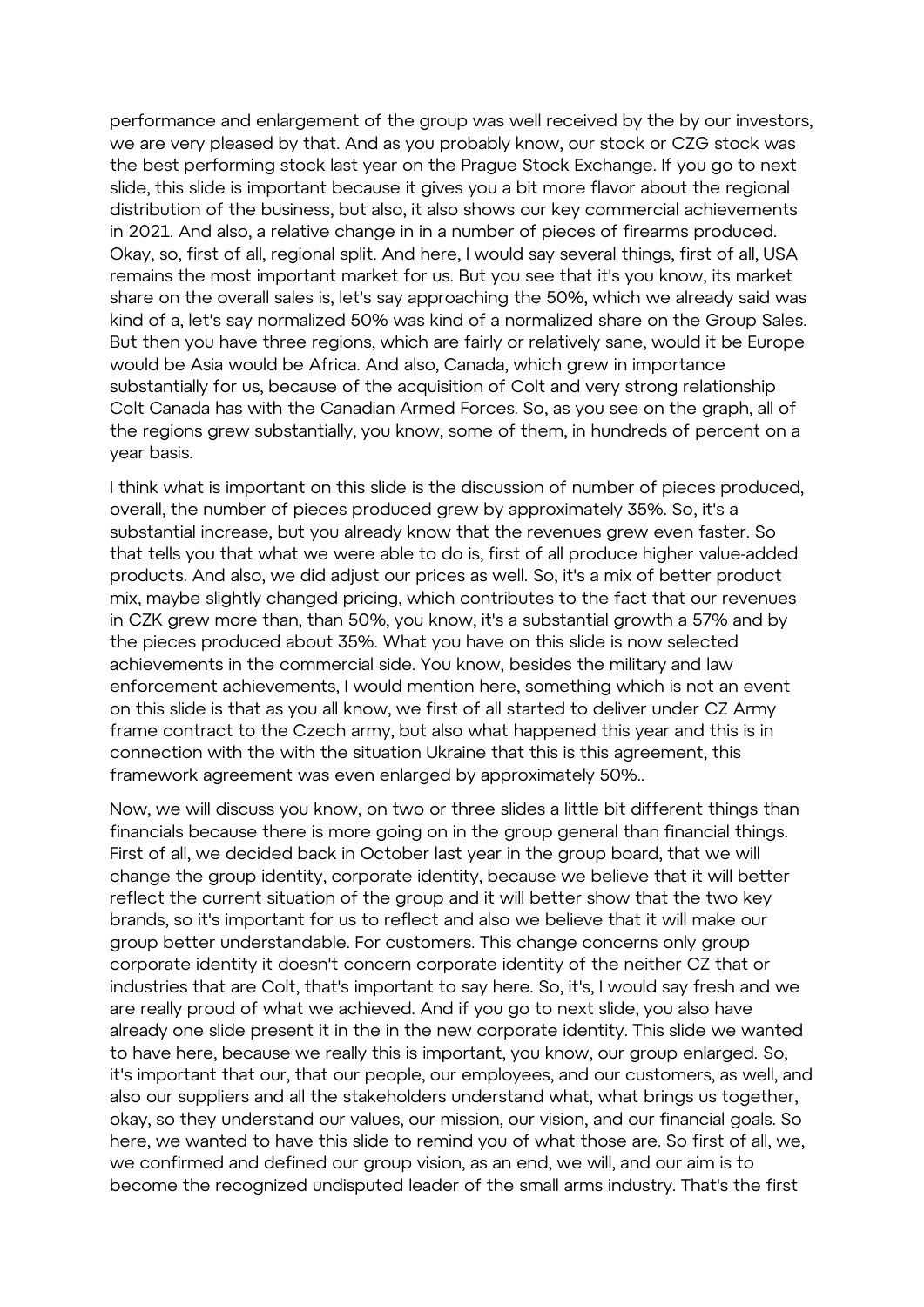performance and enlargement of the group was well received by the by our investors, we are very pleased by that. And as you probably know, our stock or CZG stock was the best performing stock last year on the Prague Stock Exchange. If you go to next slide, this slide is important because it gives you a bit more flavor about the regional distribution of the business, but also, it also shows our key commercial achievements in 2021. And also, a relative change in in a number of pieces of firearms produced. Okay, so, first of all, regional split. And here, I would say several things, first of all, USA remains the most important market for us. But you see that it's you know, its market share on the overall sales is, let's say approaching the 50%, which we already said was kind of a, let's say normalized 50% was kind of a normalized share on the Group Sales. But then you have three regions, which are fairly or relatively sane, would it be Europe would be Asia would be Africa. And also, Canada, which grew in importance substantially for us, because of the acquisition of Colt and very strong relationship Colt Canada has with the Canadian Armed Forces. So, as you see on the graph, all of the regions grew substantially, you know, some of them, in hundreds of percent on a year basis.

I think what is important on this slide is the discussion of number of pieces produced, overall, the number of pieces produced grew by approximately 35%. So, it's a substantial increase, but you already know that the revenues grew even faster. So that tells you that what we were able to do is, first of all produce higher value-added products. And also, we did adjust our prices as well. So, it's a mix of better product mix, maybe slightly changed pricing, which contributes to the fact that our revenues in CZK grew more than, than 50%, you know, it's a substantial growth a 57% and by the pieces produced about 35%. What you have on this slide is now selected achievements in the commercial side. You know, besides the military and law enforcement achievements, I would mention here, something which is not an event on this slide is that as you all know, we first of all started to deliver under CZ Army frame contract to the Czech army, but also what happened this year and this is in connection with the with the situation Ukraine that this is this agreement, this framework agreement was even enlarged by approximately 50%..

Now, we will discuss you know, on two or three slides a little bit different things than financials because there is more going on in the group general than financial things. First of all, we decided back in October last year in the group board, that we will change the group identity, corporate identity, because we believe that it will better reflect the current situation of the group and it will better show that the two key brands, so it's important for us to reflect and also we believe that it will make our group better understandable. For customers. This change concerns only group corporate identity it doesn't concern corporate identity of the neither CZ that or industries that are Colt, that's important to say here. So, it's, I would say fresh and we are really proud of what we achieved. And if you go to next slide, you also have already one slide present it in the in the new corporate identity. This slide we wanted to have here, because we really this is important, you know, our group enlarged. So, it's important that our, that our people, our employees, and our customers, as well, and also our suppliers and all the stakeholders understand what, what brings us together, okay, so they understand our values, our mission, our vision, and our financial goals. So here, we wanted to have this slide to remind you of what those are. So first of all, we, we confirmed and defined our group vision, as an end, we will, and our aim is to become the recognized undisputed leader of the small arms industry. That's the first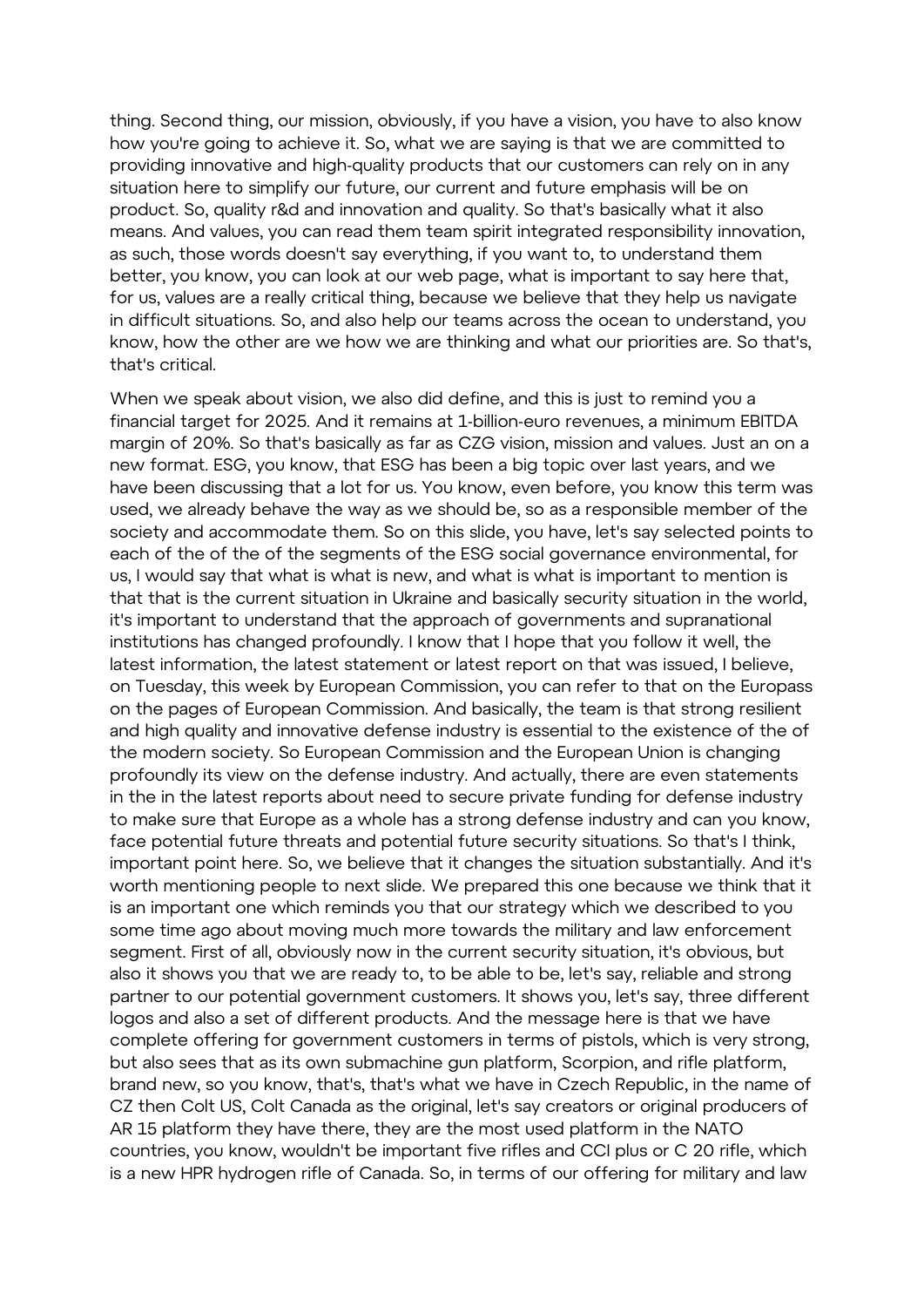thing. Second thing, our mission, obviously, if you have a vision, you have to also know how you're going to achieve it. So, what we are saying is that we are committed to providing innovative and high-quality products that our customers can rely on in any situation here to simplify our future, our current and future emphasis will be on product. So, quality r&d and innovation and quality. So that's basically what it also means. And values, you can read them team spirit integrated responsibility innovation, as such, those words doesn't say everything, if you want to, to understand them better, you know, you can look at our web page, what is important to say here that, for us, values are a really critical thing, because we believe that they help us navigate in difficult situations. So, and also help our teams across the ocean to understand, you know, how the other are we how we are thinking and what our priorities are. So that's, that's critical.

When we speak about vision, we also did define, and this is just to remind you a financial target for 2025. And it remains at 1-billion-euro revenues, a minimum EBITDA margin of 20%. So that's basically as far as CZG vision, mission and values. Just an on a new format. ESG, you know, that ESG has been a big topic over last years, and we have been discussing that a lot for us. You know, even before, you know this term was used, we already behave the way as we should be, so as a responsible member of the society and accommodate them. So on this slide, you have, let's say selected points to each of the of the of the segments of the ESG social governance environmental, for us, I would say that what is what is new, and what is what is important to mention is that that is the current situation in Ukraine and basically security situation in the world, it's important to understand that the approach of governments and supranational institutions has changed profoundly. I know that I hope that you follow it well, the latest information, the latest statement or latest report on that was issued, I believe, on Tuesday, this week by European Commission, you can refer to that on the Europass on the pages of European Commission. And basically, the team is that strong resilient and high quality and innovative defense industry is essential to the existence of the of the modern society. So European Commission and the European Union is changing profoundly its view on the defense industry. And actually, there are even statements in the in the latest reports about need to secure private funding for defense industry to make sure that Europe as a whole has a strong defense industry and can you know, face potential future threats and potential future security situations. So that's I think, important point here. So, we believe that it changes the situation substantially. And it's worth mentioning people to next slide. We prepared this one because we think that it is an important one which reminds you that our strategy which we described to you some time ago about moving much more towards the military and law enforcement segment. First of all, obviously now in the current security situation, it's obvious, but also it shows you that we are ready to, to be able to be, let's say, reliable and strong partner to our potential government customers. It shows you, let's say, three different logos and also a set of different products. And the message here is that we have complete offering for government customers in terms of pistols, which is very strong, but also sees that as its own submachine gun platform, Scorpion, and rifle platform, brand new, so you know, that's, that's what we have in Czech Republic, in the name of CZ then Colt US, Colt Canada as the original, let's say creators or original producers of AR 15 platform they have there, they are the most used platform in the NATO countries, you know, wouldn't be important five rifles and CCI plus or C 20 rifle, which is a new HPR hydrogen rifle of Canada. So, in terms of our offering for military and law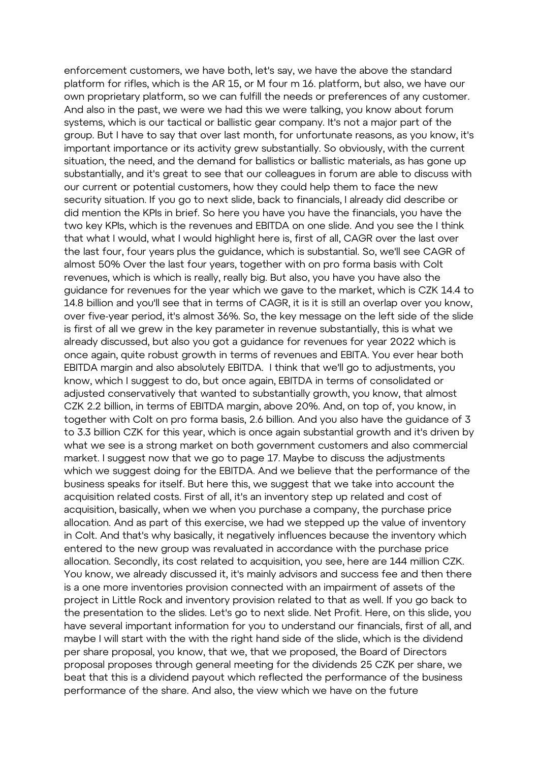enforcement customers, we have both, let's say, we have the above the standard platform for rifles, which is the AR 15, or M four m 16. platform, but also, we have our own proprietary platform, so we can fulfill the needs or preferences of any customer. And also in the past, we were we had this we were talking, you know about forum systems, which is our tactical or ballistic gear company. It's not a major part of the group. But I have to say that over last month, for unfortunate reasons, as you know, it's important importance or its activity grew substantially. So obviously, with the current situation, the need, and the demand for ballistics or ballistic materials, as has gone up substantially, and it's great to see that our colleagues in forum are able to discuss with our current or potential customers, how they could help them to face the new security situation. If you go to next slide, back to financials, I already did describe or did mention the KPIs in brief. So here you have you have the financials, you have the two key KPIs, which is the revenues and EBITDA on one slide. And you see the I think that what I would, what I would highlight here is, first of all, CAGR over the last over the last four, four years plus the guidance, which is substantial. So, we'll see CAGR of almost 50% Over the last four years, together with on pro forma basis with Colt revenues, which is which is really, really big. But also, you have you have also the guidance for revenues for the year which we gave to the market, which is CZK 14.4 to 14.8 billion and you'll see that in terms of CAGR, it is it is still an overlap over you know, over five-year period, it's almost 36%. So, the key message on the left side of the slide is first of all we grew in the key parameter in revenue substantially, this is what we already discussed, but also you got a guidance for revenues for year 2022 which is once again, quite robust growth in terms of revenues and EBITA. You ever hear both EBITDA margin and also absolutely EBITDA. I think that we'll go to adjustments, you know, which I suggest to do, but once again, EBITDA in terms of consolidated or adjusted conservatively that wanted to substantially growth, you know, that almost CZK 2.2 billion, in terms of EBITDA margin, above 20%. And, on top of, you know, in together with Colt on pro forma basis, 2.6 billion. And you also have the guidance of 3 to 3.3 billion CZK for this year, which is once again substantial growth and it's driven by what we see is a strong market on both government customers and also commercial market. I suggest now that we go to page 17. Maybe to discuss the adjustments which we suggest doing for the EBITDA. And we believe that the performance of the business speaks for itself. But here this, we suggest that we take into account the acquisition related costs. First of all, it's an inventory step up related and cost of acquisition, basically, when we when you purchase a company, the purchase price allocation. And as part of this exercise, we had we stepped up the value of inventory in Colt. And that's why basically, it negatively influences because the inventory which entered to the new group was revaluated in accordance with the purchase price allocation. Secondly, its cost related to acquisition, you see, here are 144 million CZK. You know, we already discussed it, it's mainly advisors and success fee and then there is a one more inventories provision connected with an impairment of assets of the project in Little Rock and inventory provision related to that as well. If you go back to the presentation to the slides. Let's go to next slide. Net Profit. Here, on this slide, you have several important information for you to understand our financials, first of all, and maybe I will start with the with the right hand side of the slide, which is the dividend per share proposal, you know, that we, that we proposed, the Board of Directors proposal proposes through general meeting for the dividends 25 CZK per share, we beat that this is a dividend payout which reflected the performance of the business performance of the share. And also, the view which we have on the future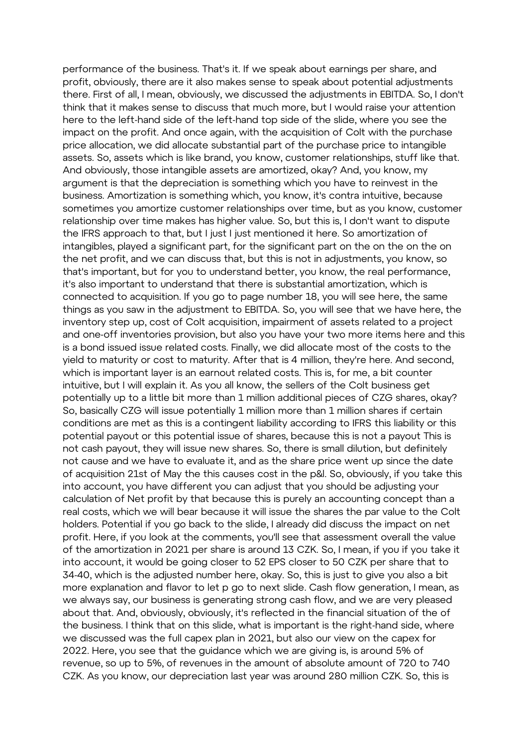performance of the business. That's it. If we speak about earnings per share, and profit, obviously, there are it also makes sense to speak about potential adjustments there. First of all, I mean, obviously, we discussed the adjustments in EBITDA. So, I don't think that it makes sense to discuss that much more, but I would raise your attention here to the left-hand side of the left-hand top side of the slide, where you see the impact on the profit. And once again, with the acquisition of Colt with the purchase price allocation, we did allocate substantial part of the purchase price to intangible assets. So, assets which is like brand, you know, customer relationships, stuff like that. And obviously, those intangible assets are amortized, okay? And, you know, my argument is that the depreciation is something which you have to reinvest in the business. Amortization is something which, you know, it's contra intuitive, because sometimes you amortize customer relationships over time, but as you know, customer relationship over time makes has higher value. So, but this is, I don't want to dispute the IFRS approach to that, but I just I just mentioned it here. So amortization of intangibles, played a significant part, for the significant part on the on the on the on the net profit, and we can discuss that, but this is not in adjustments, you know, so that's important, but for you to understand better, you know, the real performance, it's also important to understand that there is substantial amortization, which is connected to acquisition. If you go to page number 18, you will see here, the same things as you saw in the adjustment to EBITDA. So, you will see that we have here, the inventory step up, cost of Colt acquisition, impairment of assets related to a project and one-off inventories provision, but also you have your two more items here and this is a bond issued issue related costs. Finally, we did allocate most of the costs to the yield to maturity or cost to maturity. After that is 4 million, they're here. And second, which is important layer is an earnout related costs. This is, for me, a bit counter intuitive, but I will explain it. As you all know, the sellers of the Colt business get potentially up to a little bit more than 1 million additional pieces of CZG shares, okay? So, basically CZG will issue potentially 1 million more than 1 million shares if certain conditions are met as this is a contingent liability according to IFRS this liability or this potential payout or this potential issue of shares, because this is not a payout This is not cash payout, they will issue new shares. So, there is small dilution, but definitely not cause and we have to evaluate it, and as the share price went up since the date of acquisition 21st of May the this causes cost in the p&l. So, obviously, if you take this into account, you have different you can adjust that you should be adjusting your calculation of Net profit by that because this is purely an accounting concept than a real costs, which we will bear because it will issue the shares the par value to the Colt holders. Potential if you go back to the slide, I already did discuss the impact on net profit. Here, if you look at the comments, you'll see that assessment overall the value of the amortization in 2021 per share is around 13 CZK. So, I mean, if you if you take it into account, it would be going closer to 52 EPS closer to 50 CZK per share that to 34-40, which is the adjusted number here, okay. So, this is just to give you also a bit more explanation and flavor to let p go to next slide. Cash flow generation, I mean, as we always say, our business is generating strong cash flow, and we are very pleased about that. And, obviously, obviously, it's reflected in the financial situation of the of the business. I think that on this slide, what is important is the right-hand side, where we discussed was the full capex plan in 2021, but also our view on the capex for 2022. Here, you see that the guidance which we are giving is, is around 5% of revenue, so up to 5%, of revenues in the amount of absolute amount of 720 to 740 CZK. As you know, our depreciation last year was around 280 million CZK. So, this is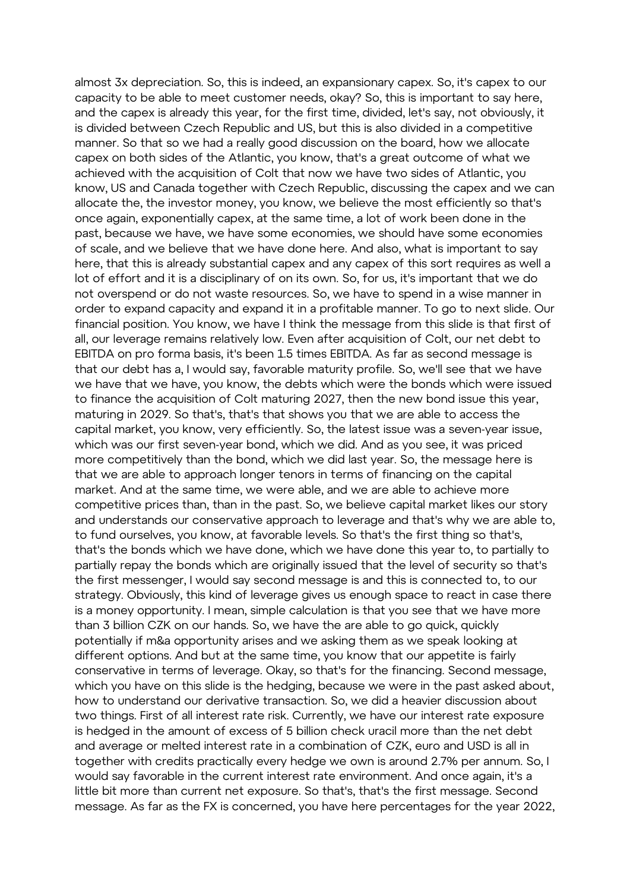almost 3x depreciation. So, this is indeed, an expansionary capex. So, it's capex to our capacity to be able to meet customer needs, okay? So, this is important to say here, and the capex is already this year, for the first time, divided, let's say, not obviously, it is divided between Czech Republic and US, but this is also divided in a competitive manner. So that so we had a really good discussion on the board, how we allocate capex on both sides of the Atlantic, you know, that's a great outcome of what we achieved with the acquisition of Colt that now we have two sides of Atlantic, you know, US and Canada together with Czech Republic, discussing the capex and we can allocate the, the investor money, you know, we believe the most efficiently so that's once again, exponentially capex, at the same time, a lot of work been done in the past, because we have, we have some economies, we should have some economies of scale, and we believe that we have done here. And also, what is important to say here, that this is already substantial capex and any capex of this sort requires as well a lot of effort and it is a disciplinary of on its own. So, for us, it's important that we do not overspend or do not waste resources. So, we have to spend in a wise manner in order to expand capacity and expand it in a profitable manner. To go to next slide. Our financial position. You know, we have I think the message from this slide is that first of all, our leverage remains relatively low. Even after acquisition of Colt, our net debt to EBITDA on pro forma basis, it's been 1.5 times EBITDA. As far as second message is that our debt has a, I would say, favorable maturity profile. So, we'll see that we have we have that we have, you know, the debts which were the bonds which were issued to finance the acquisition of Colt maturing 2027, then the new bond issue this year, maturing in 2029. So that's, that's that shows you that we are able to access the capital market, you know, very efficiently. So, the latest issue was a seven-year issue, which was our first seven-year bond, which we did. And as you see, it was priced more competitively than the bond, which we did last year. So, the message here is that we are able to approach longer tenors in terms of financing on the capital market. And at the same time, we were able, and we are able to achieve more competitive prices than, than in the past. So, we believe capital market likes our story and understands our conservative approach to leverage and that's why we are able to, to fund ourselves, you know, at favorable levels. So that's the first thing so that's, that's the bonds which we have done, which we have done this year to, to partially to partially repay the bonds which are originally issued that the level of security so that's the first messenger, I would say second message is and this is connected to, to our strategy. Obviously, this kind of leverage gives us enough space to react in case there is a money opportunity. I mean, simple calculation is that you see that we have more than 3 billion CZK on our hands. So, we have the are able to go quick, quickly potentially if m&a opportunity arises and we asking them as we speak looking at different options. And but at the same time, you know that our appetite is fairly conservative in terms of leverage. Okay, so that's for the financing. Second message, which you have on this slide is the hedging, because we were in the past asked about, how to understand our derivative transaction. So, we did a heavier discussion about two things. First of all interest rate risk. Currently, we have our interest rate exposure is hedged in the amount of excess of 5 billion check uracil more than the net debt and average or melted interest rate in a combination of CZK, euro and USD is all in together with credits practically every hedge we own is around 2.7% per annum. So, I would say favorable in the current interest rate environment. And once again, it's a little bit more than current net exposure. So that's, that's the first message. Second message. As far as the FX is concerned, you have here percentages for the year 2022,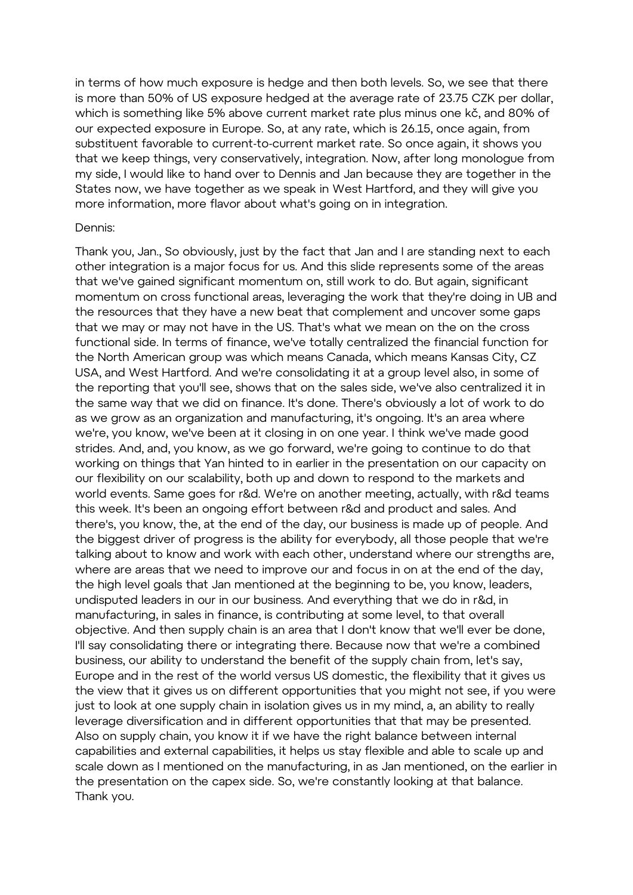in terms of how much exposure is hedge and then both levels. So, we see that there is more than 50% of US exposure hedged at the average rate of 23.75 CZK per dollar, which is something like 5% above current market rate plus minus one kč, and 80% of our expected exposure in Europe. So, at any rate, which is 26.15, once again, from substituent favorable to current-to-current market rate. So once again, it shows you that we keep things, very conservatively, integration. Now, after long monologue from my side, I would like to hand over to Dennis and Jan because they are together in the States now, we have together as we speak in West Hartford, and they will give you more information, more flavor about what's going on in integration.

Dennis:

Thank you, Jan., So obviously, just by the fact that Jan and I are standing next to each other integration is a major focus for us. And this slide represents some of the areas that we've gained significant momentum on, still work to do. But again, significant momentum on cross functional areas, leveraging the work that they're doing in UB and the resources that they have a new beat that complement and uncover some gaps that we may or may not have in the US. That's what we mean on the on the cross functional side. In terms of finance, we've totally centralized the financial function for the North American group was which means Canada, which means Kansas City, CZ USA, and West Hartford. And we're consolidating it at a group level also, in some of the reporting that you'll see, shows that on the sales side, we've also centralized it in the same way that we did on finance. It's done. There's obviously a lot of work to do as we grow as an organization and manufacturing, it's ongoing. It's an area where we're, you know, we've been at it closing in on one year. I think we've made good strides. And, and, you know, as we go forward, we're going to continue to do that working on things that Yan hinted to in earlier in the presentation on our capacity on our flexibility on our scalability, both up and down to respond to the markets and world events. Same goes for r&d. We're on another meeting, actually, with r&d teams this week. It's been an ongoing effort between r&d and product and sales. And there's, you know, the, at the end of the day, our business is made up of people. And the biggest driver of progress is the ability for everybody, all those people that we're talking about to know and work with each other, understand where our strengths are, where are areas that we need to improve our and focus in on at the end of the day, the high level goals that Jan mentioned at the beginning to be, you know, leaders, undisputed leaders in our in our business. And everything that we do in r&d, in manufacturing, in sales in finance, is contributing at some level, to that overall objective. And then supply chain is an area that I don't know that we'll ever be done, I'll say consolidating there or integrating there. Because now that we're a combined business, our ability to understand the benefit of the supply chain from, let's say, Europe and in the rest of the world versus US domestic, the flexibility that it gives us the view that it gives us on different opportunities that you might not see, if you were just to look at one supply chain in isolation gives us in my mind, a, an ability to really leverage diversification and in different opportunities that that may be presented. Also on supply chain, you know it if we have the right balance between internal capabilities and external capabilities, it helps us stay flexible and able to scale up and scale down as I mentioned on the manufacturing, in as Jan mentioned, on the earlier in the presentation on the capex side. So, we're constantly looking at that balance. Thank you.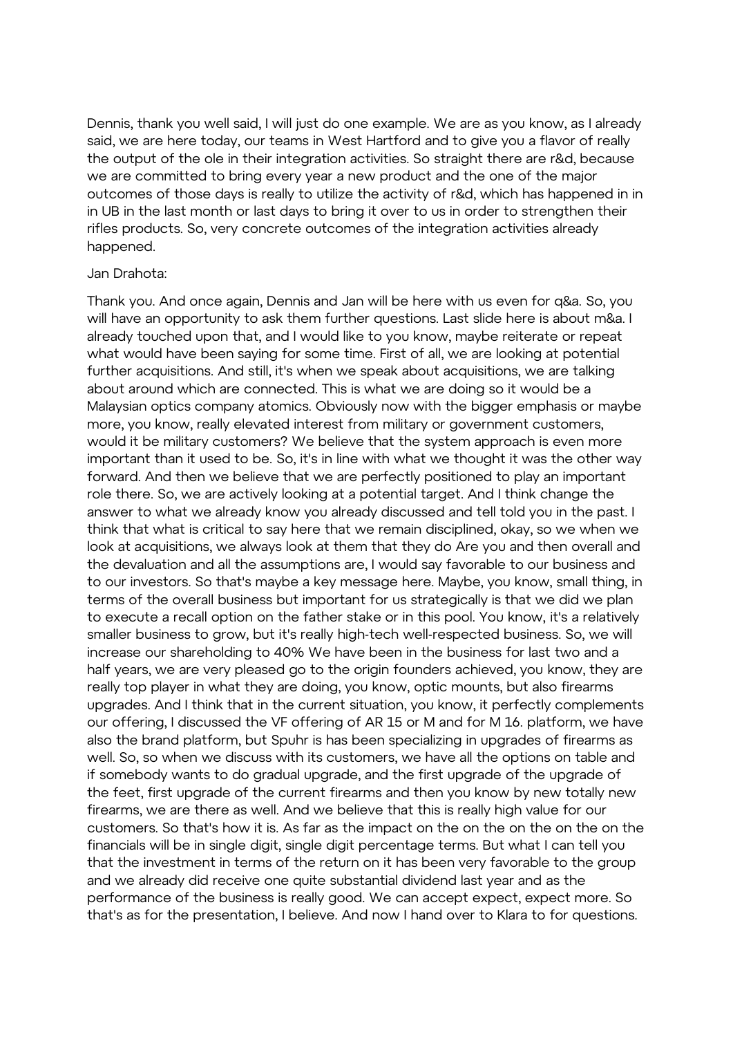Dennis, thank you well said, I will just do one example. We are as you know, as I already said, we are here today, our teams in West Hartford and to give you a flavor of really the output of the ole in their integration activities. So straight there are r&d, because we are committed to bring every year a new product and the one of the major outcomes of those days is really to utilize the activity of r&d, which has happened in in in UB in the last month or last days to bring it over to us in order to strengthen their rifles products. So, very concrete outcomes of the integration activities already happened.

Jan Drahota:

Thank you. And once again, Dennis and Jan will be here with us even for q&a. So, you will have an opportunity to ask them further questions. Last slide here is about m&a. I already touched upon that, and I would like to you know, maybe reiterate or repeat what would have been saying for some time. First of all, we are looking at potential further acquisitions. And still, it's when we speak about acquisitions, we are talking about around which are connected. This is what we are doing so it would be a Malaysian optics company atomics. Obviously now with the bigger emphasis or maybe more, you know, really elevated interest from military or government customers, would it be military customers? We believe that the system approach is even more important than it used to be. So, it's in line with what we thought it was the other way forward. And then we believe that we are perfectly positioned to play an important role there. So, we are actively looking at a potential target. And I think change the answer to what we already know you already discussed and tell told you in the past. I think that what is critical to say here that we remain disciplined, okay, so we when we look at acquisitions, we always look at them that they do Are you and then overall and the devaluation and all the assumptions are, I would say favorable to our business and to our investors. So that's maybe a key message here. Maybe, you know, small thing, in terms of the overall business but important for us strategically is that we did we plan to execute a recall option on the father stake or in this pool. You know, it's a relatively smaller business to grow, but it's really high-tech well-respected business. So, we will increase our shareholding to 40% We have been in the business for last two and a half years, we are very pleased go to the origin founders achieved, you know, they are really top player in what they are doing, you know, optic mounts, but also firearms upgrades. And I think that in the current situation, you know, it perfectly complements our offering, I discussed the VF offering of AR 15 or M and for M 16. platform, we have also the brand platform, but Spuhr is has been specializing in upgrades of firearms as well. So, so when we discuss with its customers, we have all the options on table and if somebody wants to do gradual upgrade, and the first upgrade of the upgrade of the feet, first upgrade of the current firearms and then you know by new totally new firearms, we are there as well. And we believe that this is really high value for our customers. So that's how it is. As far as the impact on the on the on the on the on the financials will be in single digit, single digit percentage terms. But what I can tell you that the investment in terms of the return on it has been very favorable to the group and we already did receive one quite substantial dividend last year and as the performance of the business is really good. We can accept expect, expect more. So that's as for the presentation, I believe. And now I hand over to Klara to for questions.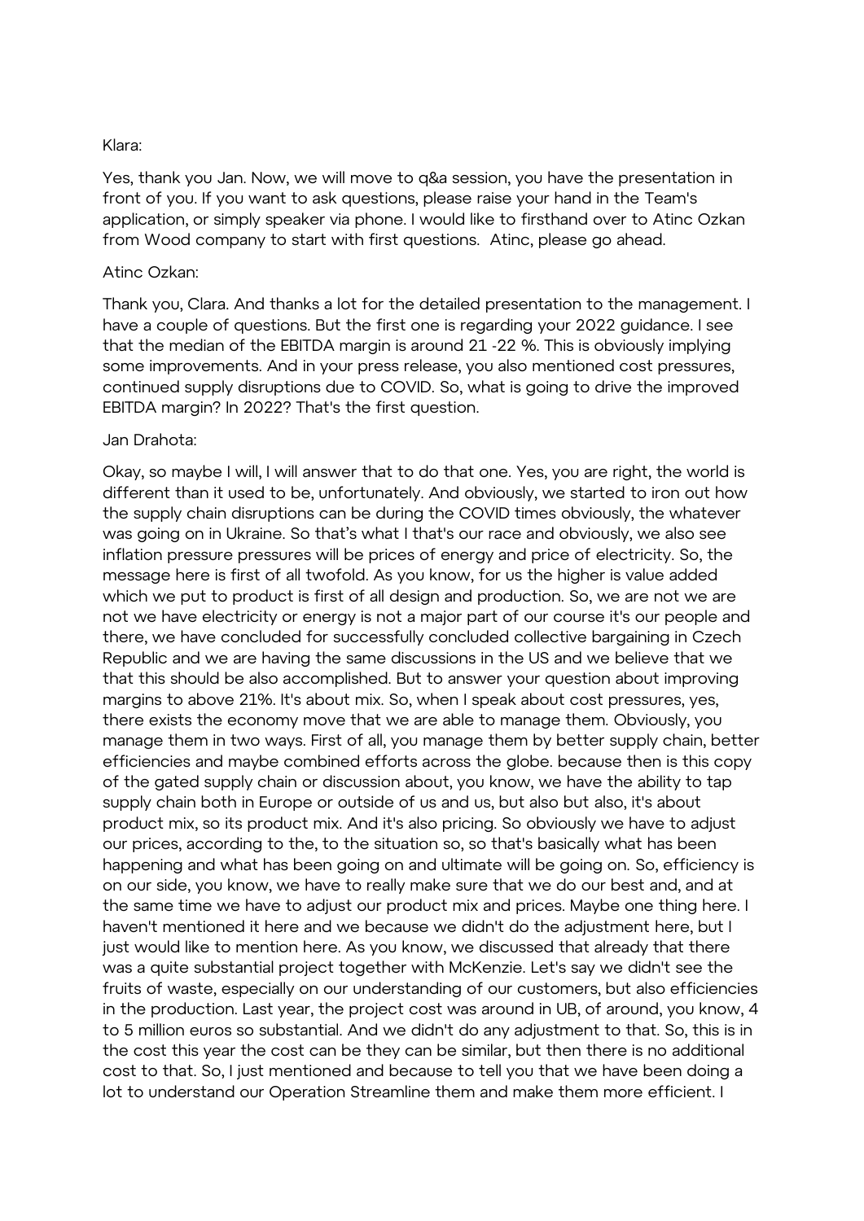Klara:

Yes, thank you Jan. Now, we will move to q&a session, you have the presentation in front of you. If you want to ask questions, please raise your hand in the Team's application, or simply speaker via phone. I would like to firsthand over to Atinc Ozkan from Wood company to start with first questions. Atinc, please go ahead.

Atinc Ozkan:

Thank you, Clara. And thanks a lot for the detailed presentation to the management. I have a couple of questions. But the first one is regarding your 2022 guidance. I see that the median of the EBITDA margin is around 21 -22 %. This is obviously implying some improvements. And in your press release, you also mentioned cost pressures, continued supply disruptions due to COVID. So, what is going to drive the improved EBITDA margin? In 2022? That's the first question.

Jan Drahota:

Okay, so maybe I will, I will answer that to do that one. Yes, you are right, the world is different than it used to be, unfortunately. And obviously, we started to iron out how the supply chain disruptions can be during the COVID times obviously, the whatever was going on in Ukraine. So that's what I that's our race and obviously, we also see inflation pressure pressures will be prices of energy and price of electricity. So, the message here is first of all twofold. As you know, for us the higher is value added which we put to product is first of all design and production. So, we are not we are not we have electricity or energy is not a major part of our course it's our people and there, we have concluded for successfully concluded collective bargaining in Czech Republic and we are having the same discussions in the US and we believe that we that this should be also accomplished. But to answer your question about improving margins to above 21%. It's about mix. So, when I speak about cost pressures, yes, there exists the economy move that we are able to manage them. Obviously, you manage them in two ways. First of all, you manage them by better supply chain, better efficiencies and maybe combined efforts across the globe. because then is this copy of the gated supply chain or discussion about, you know, we have the ability to tap supply chain both in Europe or outside of us and us, but also but also, it's about product mix, so its product mix. And it's also pricing. So obviously we have to adjust our prices, according to the, to the situation so, so that's basically what has been happening and what has been going on and ultimate will be going on. So, efficiency is on our side, you know, we have to really make sure that we do our best and, and at the same time we have to adjust our product mix and prices. Maybe one thing here. I haven't mentioned it here and we because we didn't do the adjustment here, but I just would like to mention here. As you know, we discussed that already that there was a quite substantial project together with McKenzie. Let's say we didn't see the fruits of waste, especially on our understanding of our customers, but also efficiencies in the production. Last year, the project cost was around in UB, of around, you know, 4 to 5 million euros so substantial. And we didn't do any adjustment to that. So, this is in the cost this year the cost can be they can be similar, but then there is no additional cost to that. So, I just mentioned and because to tell you that we have been doing a lot to understand our Operation Streamline them and make them more efficient. I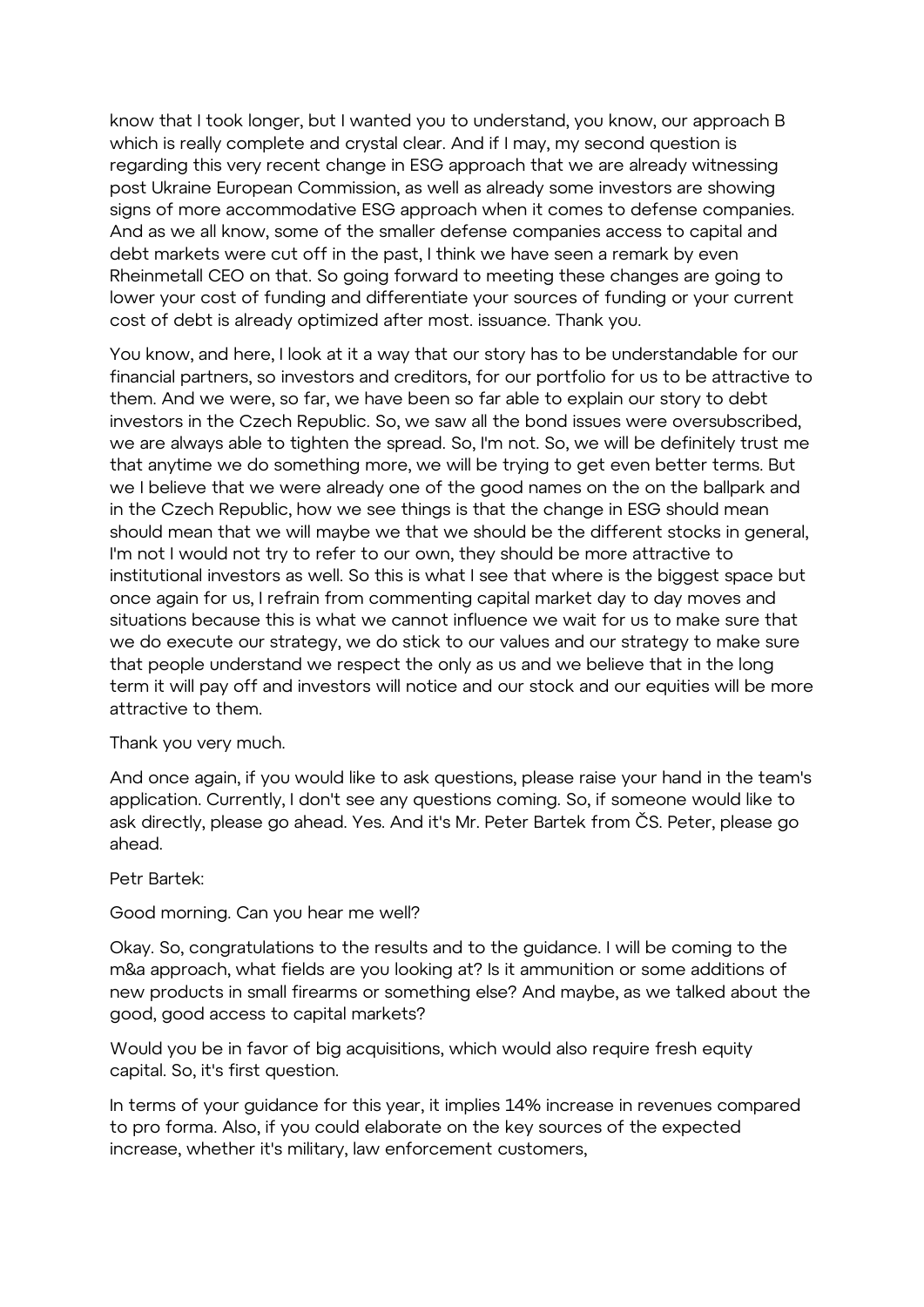know that I took longer, but I wanted you to understand, you know, our approach B which is really complete and crystal clear. And if I may, my second question is regarding this very recent change in ESG approach that we are already witnessing post Ukraine European Commission, as well as already some investors are showing signs of more accommodative ESG approach when it comes to defense companies. And as we all know, some of the smaller defense companies access to capital and debt markets were cut off in the past, I think we have seen a remark by even Rheinmetall CEO on that. So going forward to meeting these changes are going to lower your cost of funding and differentiate your sources of funding or your current cost of debt is already optimized after most. issuance. Thank you.

You know, and here, I look at it a way that our story has to be understandable for our financial partners, so investors and creditors, for our portfolio for us to be attractive to them. And we were, so far, we have been so far able to explain our story to debt investors in the Czech Republic. So, we saw all the bond issues were oversubscribed, we are always able to tighten the spread. So, I'm not. So, we will be definitely trust me that anytime we do something more, we will be trying to get even better terms. But we I believe that we were already one of the good names on the on the ballpark and in the Czech Republic, how we see things is that the change in ESG should mean should mean that we will maybe we that we should be the different stocks in general, I'm not I would not try to refer to our own, they should be more attractive to institutional investors as well. So this is what I see that where is the biggest space but once again for us, I refrain from commenting capital market day to day moves and situations because this is what we cannot influence we wait for us to make sure that we do execute our strategy, we do stick to our values and our strategy to make sure that people understand we respect the only as us and we believe that in the long term it will pay off and investors will notice and our stock and our equities will be more attractive to them.

Thank you very much.

And once again, if you would like to ask questions, please raise your hand in the team's application. Currently, I don't see any questions coming. So, if someone would like to ask directly, please go ahead. Yes. And it's Mr. Peter Bartek from ČS. Peter, please go ahead.

Petr Bartek:

Good morning. Can you hear me well?

Okay. So, congratulations to the results and to the guidance. I will be coming to the m&a approach, what fields are you looking at? Is it ammunition or some additions of new products in small firearms or something else? And maybe, as we talked about the good, good access to capital markets?

Would you be in favor of big acquisitions, which would also require fresh equity capital. So, it's first question.

In terms of your guidance for this year, it implies 14% increase in revenues compared to pro forma. Also, if you could elaborate on the key sources of the expected increase, whether it's military, law enforcement customers,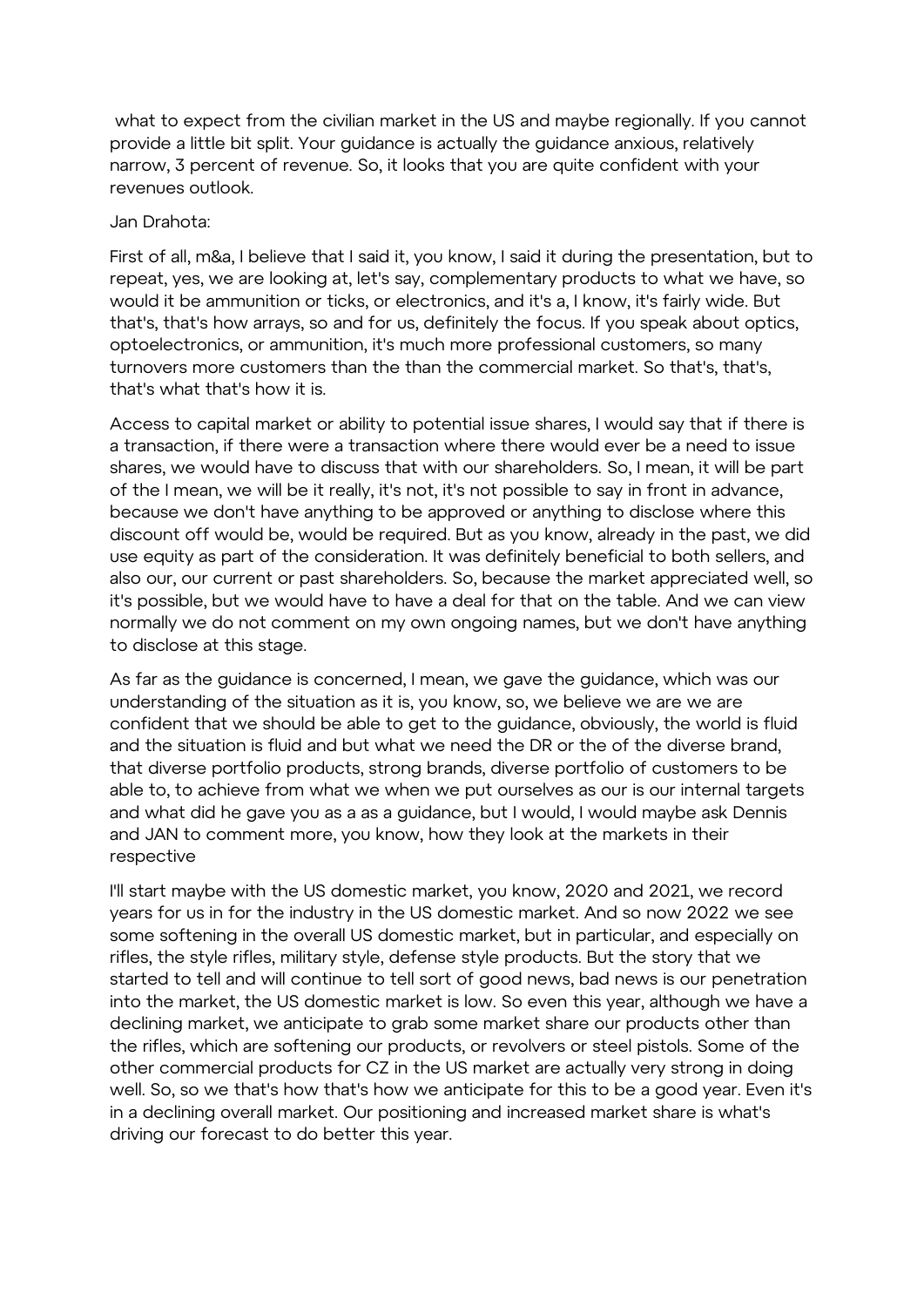what to expect from the civilian market in the US and maybe regionally. If you cannot provide a little bit split. Your guidance is actually the guidance anxious, relatively narrow, 3 percent of revenue. So, it looks that you are quite confident with your revenues outlook.

Jan Drahota:

First of all, m&a, I believe that I said it, you know, I said it during the presentation, but to repeat, yes, we are looking at, let's say, complementary products to what we have, so would it be ammunition or ticks, or electronics, and it's a, I know, it's fairly wide. But that's, that's how arrays, so and for us, definitely the focus. If you speak about optics, optoelectronics, or ammunition, it's much more professional customers, so many turnovers more customers than the than the commercial market. So that's, that's, that's what that's how it is.

Access to capital market or ability to potential issue shares, I would say that if there is a transaction, if there were a transaction where there would ever be a need to issue shares, we would have to discuss that with our shareholders. So, I mean, it will be part of the I mean, we will be it really, it's not, it's not possible to say in front in advance, because we don't have anything to be approved or anything to disclose where this discount off would be, would be required. But as you know, already in the past, we did use equity as part of the consideration. It was definitely beneficial to both sellers, and also our, our current or past shareholders. So, because the market appreciated well, so it's possible, but we would have to have a deal for that on the table. And we can view normally we do not comment on my own ongoing names, but we don't have anything to disclose at this stage.

As far as the guidance is concerned, I mean, we gave the guidance, which was our understanding of the situation as it is, you know, so, we believe we are we are confident that we should be able to get to the guidance, obviously, the world is fluid and the situation is fluid and but what we need the DR or the of the diverse brand, that diverse portfolio products, strong brands, diverse portfolio of customers to be able to, to achieve from what we when we put ourselves as our is our internal targets and what did he gave you as a as a guidance, but I would, I would maybe ask Dennis and JAN to comment more, you know, how they look at the markets in their respective

I'll start maybe with the US domestic market, you know, 2020 and 2021, we record years for us in for the industry in the US domestic market. And so now 2022 we see some softening in the overall US domestic market, but in particular, and especially on rifles, the style rifles, military style, defense style products. But the story that we started to tell and will continue to tell sort of good news, bad news is our penetration into the market, the US domestic market is low. So even this year, although we have a declining market, we anticipate to grab some market share our products other than the rifles, which are softening our products, or revolvers or steel pistols. Some of the other commercial products for CZ in the US market are actually very strong in doing well. So, so we that's how that's how we anticipate for this to be a good year. Even it's in a declining overall market. Our positioning and increased market share is what's driving our forecast to do better this year.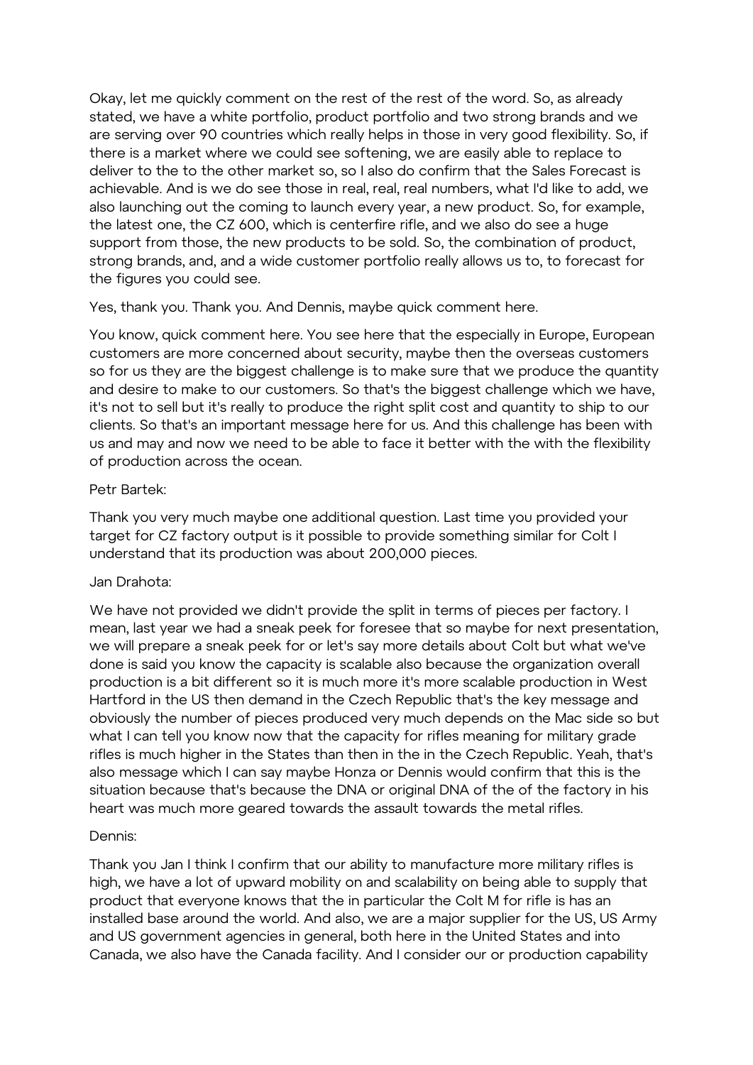Okay, let me quickly comment on the rest of the rest of the word. So, as already stated, we have a white portfolio, product portfolio and two strong brands and we are serving over 90 countries which really helps in those in very good flexibility. So, if there is a market where we could see softening, we are easily able to replace to deliver to the to the other market so, so I also do confirm that the Sales Forecast is achievable. And is we do see those in real, real, real numbers, what I'd like to add, we also launching out the coming to launch every year, a new product. So, for example, the latest one, the CZ 600, which is centerfire rifle, and we also do see a huge support from those, the new products to be sold. So, the combination of product, strong brands, and, and a wide customer portfolio really allows us to, to forecast for the figures you could see.

Yes, thank you. Thank you. And Dennis, maybe quick comment here.

You know, quick comment here. You see here that the especially in Europe, European customers are more concerned about security, maybe then the overseas customers so for us they are the biggest challenge is to make sure that we produce the quantity and desire to make to our customers. So that's the biggest challenge which we have, it's not to sell but it's really to produce the right split cost and quantity to ship to our clients. So that's an important message here for us. And this challenge has been with us and may and now we need to be able to face it better with the with the flexibility of production across the ocean.

Petr Bartek:

Thank you very much maybe one additional question. Last time you provided your target for CZ factory output is it possible to provide something similar for Colt I understand that its production was about 200,000 pieces.

Jan Drahota:

We have not provided we didn't provide the split in terms of pieces per factory. I mean, last year we had a sneak peek for foresee that so maybe for next presentation, we will prepare a sneak peek for or let's say more details about Colt but what we've done is said you know the capacity is scalable also because the organization overall production is a bit different so it is much more it's more scalable production in West Hartford in the US then demand in the Czech Republic that's the key message and obviously the number of pieces produced very much depends on the Mac side so but what I can tell you know now that the capacity for rifles meaning for military grade rifles is much higher in the States than then in the in the Czech Republic. Yeah, that's also message which I can say maybe Honza or Dennis would confirm that this is the situation because that's because the DNA or original DNA of the of the factory in his heart was much more geared towards the assault towards the metal rifles.

Dennis:

Thank you Jan I think I confirm that our ability to manufacture more military rifles is high, we have a lot of upward mobility on and scalability on being able to supply that product that everyone knows that the in particular the Colt M for rifle is has an installed base around the world. And also, we are a major supplier for the US, US Army and US government agencies in general, both here in the United States and into Canada, we also have the Canada facility. And I consider our or production capability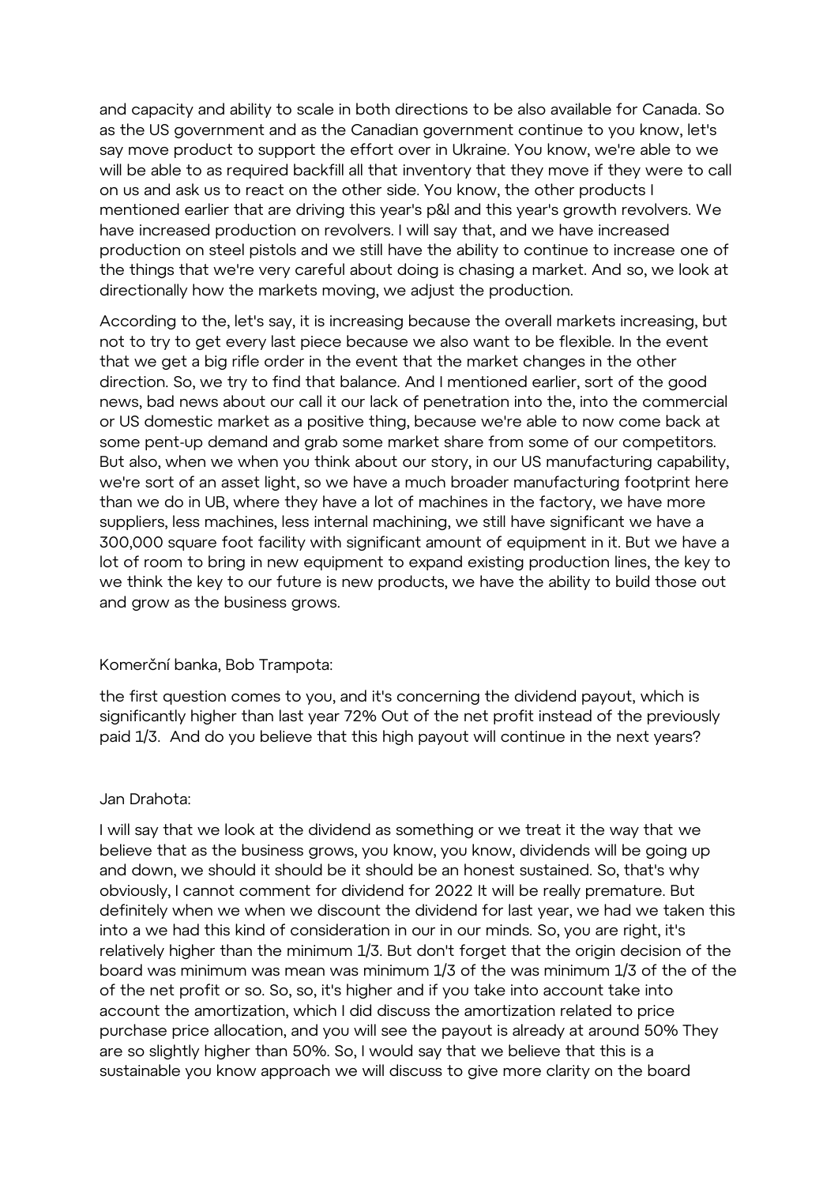and capacity and ability to scale in both directions to be also available for Canada. So as the US government and as the Canadian government continue to you know, let's say move product to support the effort over in Ukraine. You know, we're able to we will be able to as required backfill all that inventory that they move if they were to call on us and ask us to react on the other side. You know, the other products I mentioned earlier that are driving this year's p&l and this year's growth revolvers. We have increased production on revolvers. I will say that, and we have increased production on steel pistols and we still have the ability to continue to increase one of the things that we're very careful about doing is chasing a market. And so, we look at directionally how the markets moving, we adjust the production.

According to the, let's say, it is increasing because the overall markets increasing, but not to try to get every last piece because we also want to be flexible. In the event that we get a big rifle order in the event that the market changes in the other direction. So, we try to find that balance. And I mentioned earlier, sort of the good news, bad news about our call it our lack of penetration into the, into the commercial or US domestic market as a positive thing, because we're able to now come back at some pent-up demand and grab some market share from some of our competitors. But also, when we when you think about our story, in our US manufacturing capability, we're sort of an asset light, so we have a much broader manufacturing footprint here than we do in UB, where they have a lot of machines in the factory, we have more suppliers, less machines, less internal machining, we still have significant we have a 300,000 square foot facility with significant amount of equipment in it. But we have a lot of room to bring in new equipment to expand existing production lines, the key to we think the key to our future is new products, we have the ability to build those out and grow as the business grows.

Komerční banka, Bob Trampota:

the first question comes to you, and it's concerning the dividend payout, which is significantly higher than last year 72% Out of the net profit instead of the previously paid 1/3. And do you believe that this high payout will continue in the next years?

Jan Drahota:

I will say that we look at the dividend as something or we treat it the way that we believe that as the business grows, you know, you know, dividends will be going up and down, we should it should be it should be an honest sustained. So, that's why obviously, I cannot comment for dividend for 2022 It will be really premature. But definitely when we when we discount the dividend for last year, we had we taken this into a we had this kind of consideration in our in our minds. So, you are right, it's relatively higher than the minimum 1/3. But don't forget that the origin decision of the board was minimum was mean was minimum 1/3 of the was minimum 1/3 of the of the of the net profit or so. So, so, it's higher and if you take into account take into account the amortization, which I did discuss the amortization related to price purchase price allocation, and you will see the payout is already at around 50% They are so slightly higher than 50%. So, I would say that we believe that this is a sustainable you know approach we will discuss to give more clarity on the board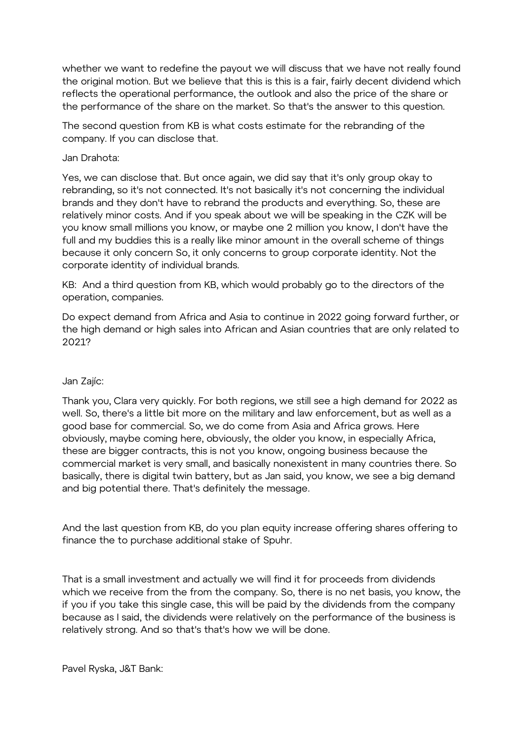whether we want to redefine the payout we will discuss that we have not really found the original motion. But we believe that this is this is a fair, fairly decent dividend which reflects the operational performance, the outlook and also the price of the share or the performance of the share on the market. So that's the answer to this question.

The second question from KB is what costs estimate for the rebranding of the company. If you can disclose that.

Jan Drahota:

Yes, we can disclose that. But once again, we did say that it's only group okay to rebranding, so it's not connected. It's not basically it's not concerning the individual brands and they don't have to rebrand the products and everything. So, these are relatively minor costs. And if you speak about we will be speaking in the CZK will be you know small millions you know, or maybe one 2 million you know, I don't have the full and my buddies this is a really like minor amount in the overall scheme of things because it only concern So, it only concerns to group corporate identity. Not the corporate identity of individual brands.

KB: And a third question from KB, which would probably go to the directors of the operation, companies.

Do expect demand from Africa and Asia to continue in 2022 going forward further, or the high demand or high sales into African and Asian countries that are only related to 2021?

Jan Zajíc:

Thank you, Clara very quickly. For both regions, we still see a high demand for 2022 as well. So, there's a little bit more on the military and law enforcement, but as well as a good base for commercial. So, we do come from Asia and Africa grows. Here obviously, maybe coming here, obviously, the older you know, in especially Africa, these are bigger contracts, this is not you know, ongoing business because the commercial market is very small, and basically nonexistent in many countries there. So basically, there is digital twin battery, but as Jan said, you know, we see a big demand and big potential there. That's definitely the message.

And the last question from KB, do you plan equity increase offering shares offering to finance the to purchase additional stake of Spuhr.

That is a small investment and actually we will find it for proceeds from dividends which we receive from the from the company. So, there is no net basis, you know, the if you if you take this single case, this will be paid by the dividends from the company because as I said, the dividends were relatively on the performance of the business is relatively strong. And so that's that's how we will be done.

Pavel Ryska, J&T Bank: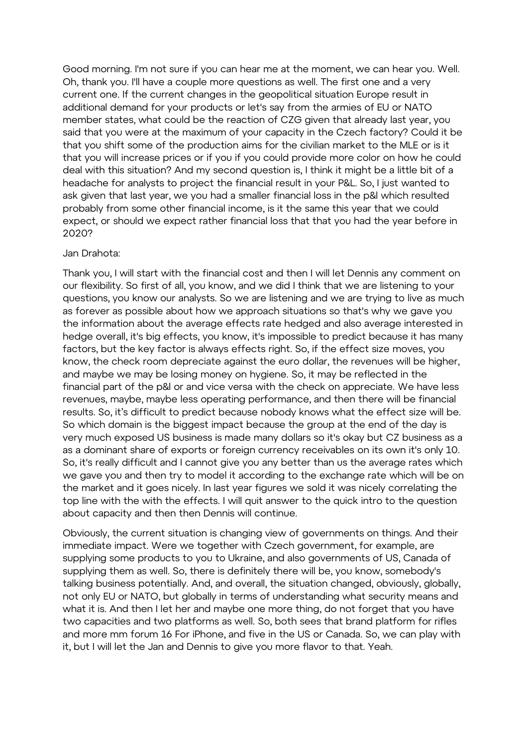Good morning. I'm not sure if you can hear me at the moment, we can hear you. Well. Oh, thank you. I'll have a couple more questions as well. The first one and a very current one. If the current changes in the geopolitical situation Europe result in additional demand for your products or let's say from the armies of EU or NATO member states, what could be the reaction of CZG given that already last year, you said that you were at the maximum of your capacity in the Czech factory? Could it be that you shift some of the production aims for the civilian market to the MLE or is it that you will increase prices or if you if you could provide more color on how he could deal with this situation? And my second question is, I think it might be a little bit of a headache for analysts to project the financial result in your P&L. So, I just wanted to ask given that last year, we you had a smaller financial loss in the p&l which resulted probably from some other financial income, is it the same this year that we could expect, or should we expect rather financial loss that that you had the year before in 2020?

Jan Drahota:

Thank you, I will start with the financial cost and then I will let Dennis any comment on our flexibility. So first of all, you know, and we did I think that we are listening to your questions, you know our analysts. So we are listening and we are trying to live as much as forever as possible about how we approach situations so that's why we gave you the information about the average effects rate hedged and also average interested in hedge overall, it's big effects, you know, it's impossible to predict because it has many factors, but the key factor is always effects right. So, if the effect size moves, you know, the check room depreciate against the euro dollar, the revenues will be higher, and maybe we may be losing money on hygiene. So, it may be reflected in the financial part of the p&l or and vice versa with the check on appreciate. We have less revenues, maybe, maybe less operating performance, and then there will be financial results. So, it's difficult to predict because nobody knows what the effect size will be. So which domain is the biggest impact because the group at the end of the day is very much exposed US business is made many dollars so it's okay but CZ business as a as a dominant share of exports or foreign currency receivables on its own it's only 10. So, it's really difficult and I cannot give you any better than us the average rates which we gave you and then try to model it according to the exchange rate which will be on the market and it goes nicely. In last year figures we sold it was nicely correlating the top line with the with the effects. I will quit answer to the quick intro to the question about capacity and then then Dennis will continue.

Obviously, the current situation is changing view of governments on things. And their immediate impact. Were we together with Czech government, for example, are supplying some products to you to Ukraine, and also governments of US, Canada of supplying them as well. So, there is definitely there will be, you know, somebody's talking business potentially. And, and overall, the situation changed, obviously, globally, not only EU or NATO, but globally in terms of understanding what security means and what it is. And then I let her and maybe one more thing, do not forget that you have two capacities and two platforms as well. So, both sees that brand platform for rifles and more mm forum 16 For iPhone, and five in the US or Canada. So, we can play with it, but I will let the Jan and Dennis to give you more flavor to that. Yeah.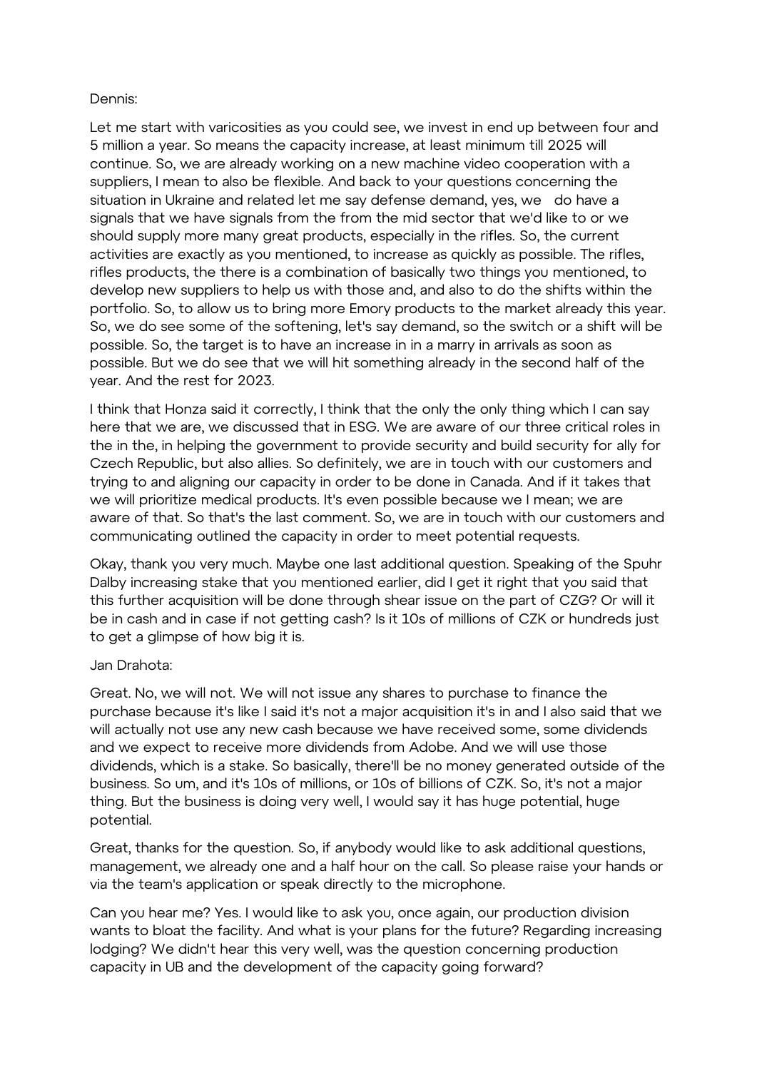Dennis:

Let me start with varicosities as you could see, we invest in end up between four and 5 million a year. So means the capacity increase, at least minimum till 2025 will continue. So, we are already working on a new machine video cooperation with a suppliers, I mean to also be flexible. And back to your questions concerning the situation in Ukraine and related let me say defense demand, yes, we do have a signals that we have signals from the from the mid sector that we'd like to or we should supply more many great products, especially in the rifles. So, the current activities are exactly as you mentioned, to increase as quickly as possible. The rifles, rifles products, the there is a combination of basically two things you mentioned, to develop new suppliers to help us with those and, and also to do the shifts within the portfolio. So, to allow us to bring more Emory products to the market already this year. So, we do see some of the softening, let's say demand, so the switch or a shift will be possible. So, the target is to have an increase in in a marry in arrivals as soon as possible. But we do see that we will hit something already in the second half of the year. And the rest for 2023.

I think that Honza said it correctly, I think that the only the only thing which I can say here that we are, we discussed that in ESG. We are aware of our three critical roles in the in the, in helping the government to provide security and build security for ally for Czech Republic, but also allies. So definitely, we are in touch with our customers and trying to and aligning our capacity in order to be done in Canada. And if it takes that we will prioritize medical products. It's even possible because we I mean; we are aware of that. So that's the last comment. So, we are in touch with our customers and communicating outlined the capacity in order to meet potential requests.

Okay, thank you very much. Maybe one last additional question. Speaking of the Spuhr Dalby increasing stake that you mentioned earlier, did I get it right that you said that this further acquisition will be done through shear issue on the part of CZG? Or will it be in cash and in case if not getting cash? Is it 10s of millions of CZK or hundreds just to get a glimpse of how big it is.

Jan Drahota:

Great. No, we will not. We will not issue any shares to purchase to finance the purchase because it's like I said it's not a major acquisition it's in and I also said that we will actually not use any new cash because we have received some, some dividends and we expect to receive more dividends from Adobe. And we will use those dividends, which is a stake. So basically, there'll be no money generated outside of the business. So um, and it's 10s of millions, or 10s of billions of CZK. So, it's not a major thing. But the business is doing very well, I would say it has huge potential, huge potential.

Great, thanks for the question. So, if anybody would like to ask additional questions, management, we already one and a half hour on the call. So please raise your hands or via the team's application or speak directly to the microphone.

Can you hear me? Yes. I would like to ask you, once again, our production division wants to bloat the facility. And what is your plans for the future? Regarding increasing lodging? We didn't hear this very well, was the question concerning production capacity in UB and the development of the capacity going forward?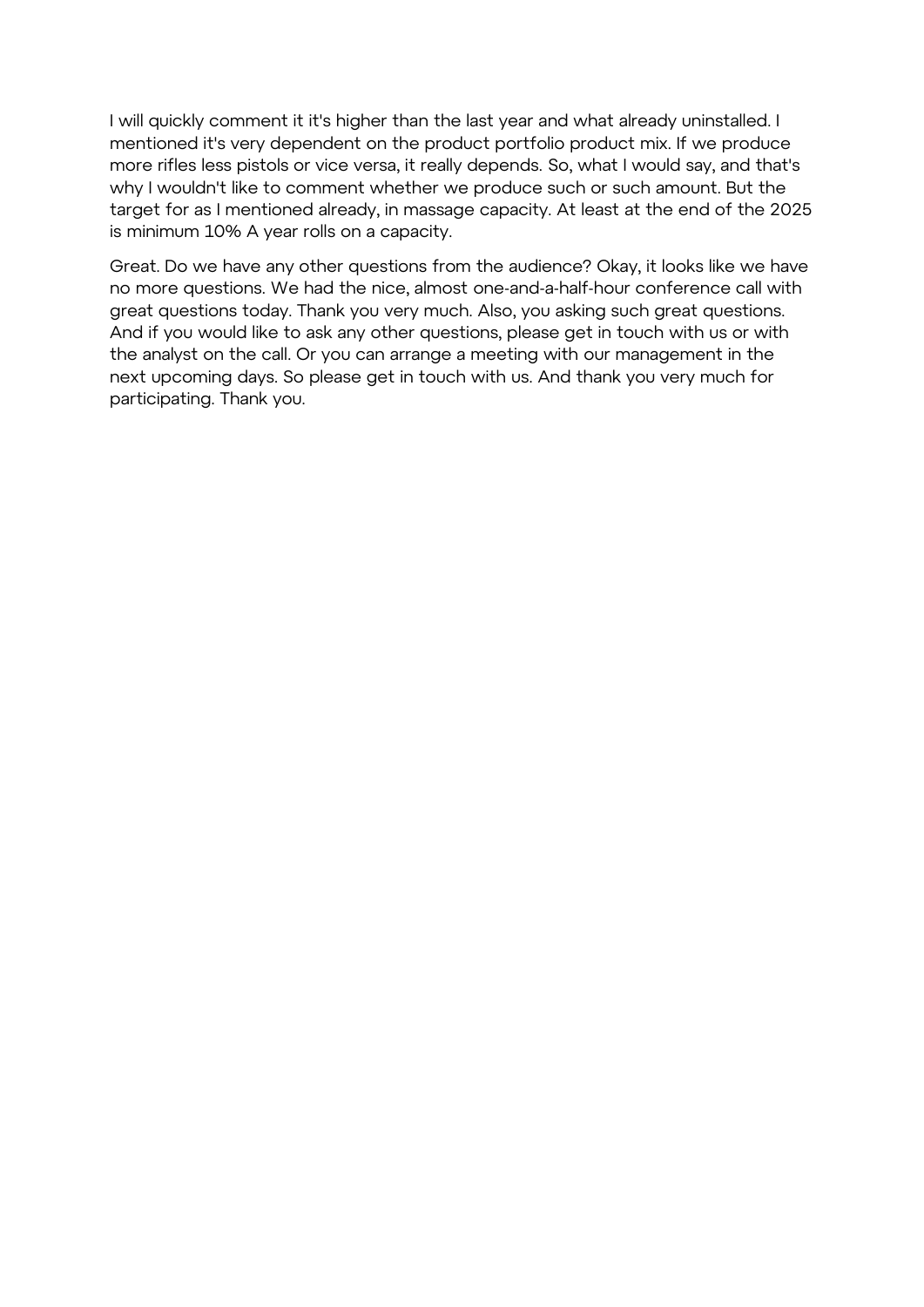I will quickly comment it it's higher than the last year and what already uninstalled. I mentioned it's very dependent on the product portfolio product mix. If we produce more rifles less pistols or vice versa, it really depends. So, what I would say, and that's why I wouldn't like to comment whether we produce such or such amount. But the target for as I mentioned already, in massage capacity. At least at the end of the 2025 is minimum 10% A year rolls on a capacity.

Great. Do we have any other questions from the audience? Okay, it looks like we have no more questions. We had the nice, almost one-and-a-half-hour conference call with great questions today. Thank you very much. Also, you asking such great questions. And if you would like to ask any other questions, please get in touch with us or with the analyst on the call. Or you can arrange a meeting with our management in the next upcoming days. So please get in touch with us. And thank you very much for participating. Thank you.